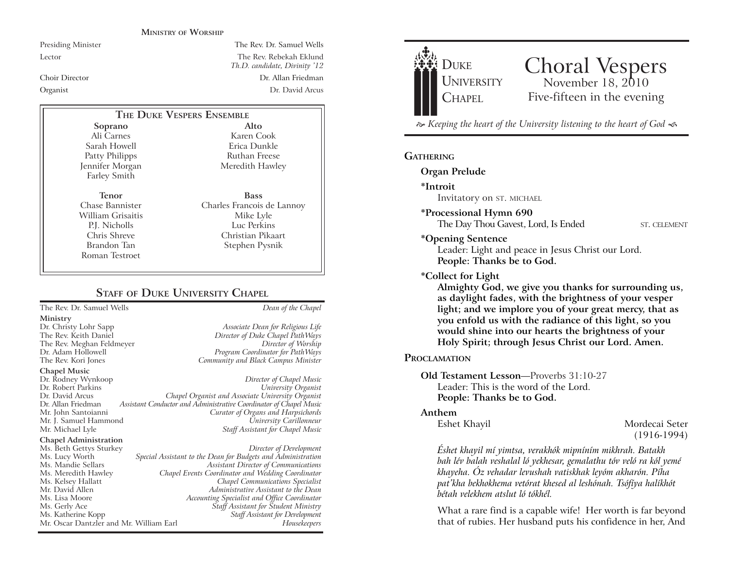## Ministry of Worship

Presiding Minister — The Rev. Dr. Samuel Wells

Lector — The Rev. Rebekah Eklund
*Th.D. candidate, Divinity '12*

Choir Director — Dr. Allan Friedman

Organist — Dr. David Arcus

### The Duke Vespers Ensemble

| Soprano | Alto |
|---|---|
| Ali Carnes | Karen Cook |
| Sarah Howell | Erica Dunkle |
| Patty Philipps | Ruthan Freese |
| Jennifer Morgan | Meredith Hawley |
| Farley Smith | |

| Tenor | Bass |
|---|---|
| Chase Bannister | Charles Francois de Lannoy |
| William Grisaitis | Mike Lyle |
| P.J. Nicholls | Luc Perkins |
| Chris Shreve | Christian Pikaart |
| Brandon Tan | Stephen Pysnik |
| Roman Testroet | |

## Staff of Duke University Chapel

The Rev. Dr. Samuel Wells — *Dean of the Chapel*

**Ministry**

Dr. Christy Lohr Sapp — *Associate Dean for Religious Life*
The Rev. Keith Daniel — *Director of Duke Chapel PathWays*
The Rev. Meghan Feldmeyer — *Director of Worship*
Dr. Adam Hollowell — *Program Coordinator for PathWays*
The Rev. Kori Jones — *Community and Black Campus Minister*

**Chapel Music**

Dr. Rodney Wynkoop — *Director of Chapel Music*
Dr. Robert Parkins — *University Organist*
Dr. David Arcus — *Chapel Organist and Associate University Organist*
Dr. Allan Friedman — *Assistant Conductor and Administrative Coordinator of Chapel Music*
Mr. John Santoianni — *Curator of Organs and Harpsichords*
Mr. J. Samuel Hammond — *University Carillonneur*
Mr. Michael Lyle — *Staff Assistant for Chapel Music*

**Chapel Administration**

Ms. Beth Gettys Sturkey — *Director of Development*
Ms. Lucy Worth — *Special Assistant to the Dean for Budgets and Administration*
Ms. Mandie Sellars — *Assistant Director of Communications*
Ms. Meredith Hawley — *Chapel Events Coordinator and Wedding Coordinator*
Ms. Kelsey Hallatt — *Chapel Communications Specialist*
Mr. David Allen — *Administrative Assistant to the Dean*
Ms. Lisa Moore — *Accounting Specialist and Office Coordinator*
Ms. Gerly Ace — *Staff Assistant for Student Ministry*
Ms. Katherine Kopp — *Staff Assistant for Development*
Mr. Oscar Dantzler and Mr. William Earl — *Housekeepers*

---

Duke University Chapel

# Choral Vespers

November 18, 2010
Five-fifteen in the evening

*Keeping the heart of the University listening to the heart of God*

## Gathering

**Organ Prelude**

**\*Introit**
Invitatory on ST. MICHAEL

**\*Processional Hymn 690**
The Day Thou Gavest, Lord, Is Ended — ST. CELEMENT

**\*Opening Sentence**
Leader: Light and peace in Jesus Christ our Lord.
**People: Thanks be to God.**

**\*Collect for Light**
**Almighty God, we give you thanks for surrounding us, as daylight fades, with the brightness of your vesper light; and we implore you of your great mercy, that as you enfold us with the radiance of this light, so you would shine into our hearts the brightness of your Holy Spirit; through Jesus Christ our Lord. Amen.**

## Proclamation

**Old Testament Lesson**—Proverbs 31:10-27
Leader: This is the word of the Lord.
**People: Thanks be to God.**

**Anthem**
Eshet Khayil — Mordecai Seter (1916-1994)

*Éshet khayil mí yimtsa, verakhók mipníním mikhrah. Batakh bah lév balah veshalal ló yekhesar, gemalathu tóv veló ra kól yemé khayeha. Óz vehadar levushah vatiskhak leyóm akharón. Píha pat'kha bekhokhema vetórat khesed al leshónah. Tsófíya halíkhót bétah velekhem atslut ló tókhél.*

What a rare find is a capable wife! Her worth is far beyond that of rubies. Her husband puts his confidence in her, And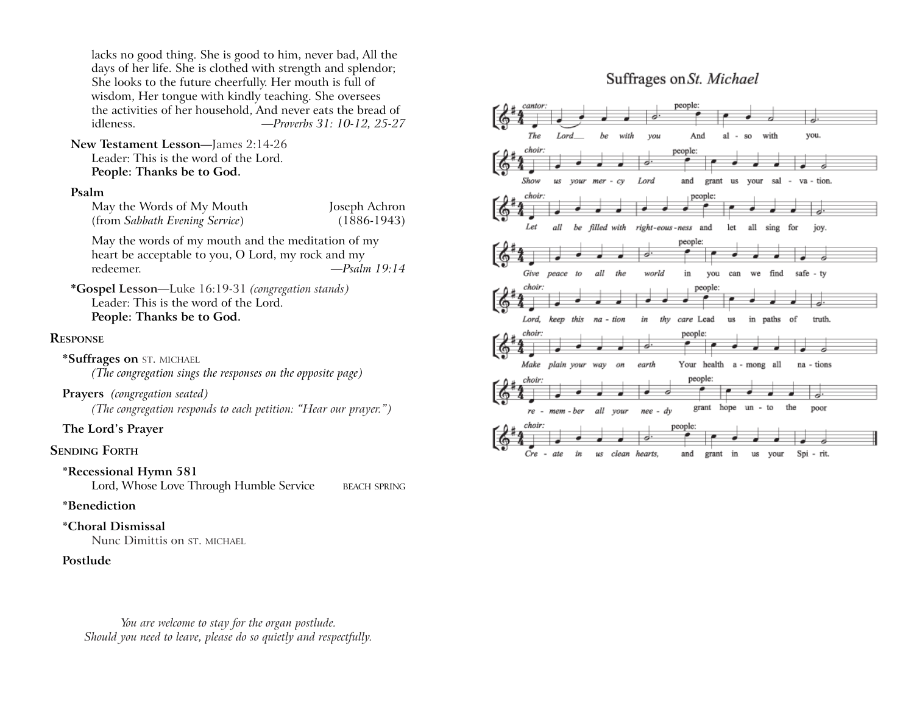lacks no good thing. She is good to him, never bad, All the days of her life. She is clothed with strength and splendor; She looks to the future cheerfully. Her mouth is full of wisdom, Her tongue with kindly teaching. She oversees the activities of her household, And never eats the bread of idleness. *—Proverbs 31: 10-12, 25-27*

**New Testament Lesson**—James 2:14-26
Leader: This is the word of the Lord.
**People: Thanks be to God.**

**Psalm**
May the Words of My Mouth — Joseph Achron
(from *Sabbath Evening Service*) — (1886-1943)

May the words of my mouth and the meditation of my heart be acceptable to you, O Lord, my rock and my redeemer. *—Psalm 19:14*

***Gospel Lesson**—Luke 16:19-31 *(congregation stands)*
Leader: This is the word of the Lord.
**People: Thanks be to God.**

## Response

***Suffrages on** ST. MICHAEL
*(The congregation sings the responses on the opposite page)*

**Prayers** *(congregation seated)*
*(The congregation responds to each petition: "Hear our prayer.")*

**The Lord's Prayer**

## Sending Forth

***Recessional Hymn 581**
Lord, Whose Love Through Humble Service — BEACH SPRING

***Benediction**

***Choral Dismissal**
Nunc Dimittis on ST. MICHAEL

**Postlude**

*You are welcome to stay for the organ postlude.*
*Should you need to leave, please do so quietly and respectfully.*

## Suffrages on *St. Michael*

cantor: The Lord be with you
people: And also with you.

choir: Show us your mercy Lord
people: and grant us your salvation.

choir: Let all be filled with righteousness
people: and let all sing for joy.

Give peace to all the world
people: in you can we find safety

choir: Lord, keep this nation in thy care
people: Lead us in paths of truth.

choir: Make plain your way on earth
people: Your health among all nations

choir: remember all your needy
people: grant hope unto the poor

choir: Create in us clean hearts,
people: and grant in us your Spirit.